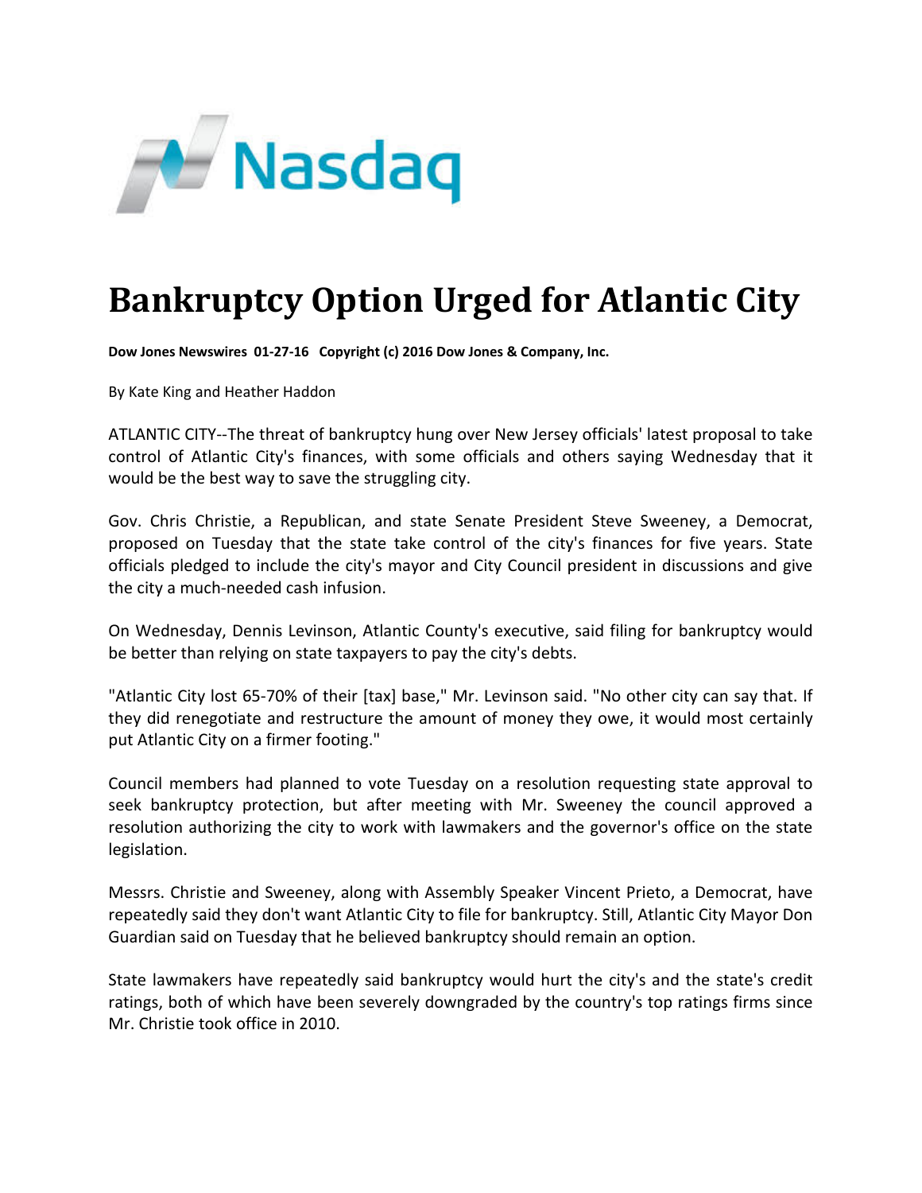# Bankruptcy Option Urged for Atlantic City

**Dow Jones Newswires 01-27-16 Copyright (c) 2016 Dow Jones & Company, Inc.**

By Kate King and Heather Haddon

ATLANTIC CITY--The threat of bankruptcy hung over New Jersey officials' latest proposal to take control of Atlantic City's finances, with some officials and others saying Wednesday that it would be the best way to save the struggling city.

Gov. Chris Christie, a Republican, and state Senate President Steve Sweeney, a Democrat, proposed on Tuesday that the state take control of the city's finances for five years. State officials pledged to include the city's mayor and City Council president in discussions and give the city a much-needed cash infusion.

On Wednesday, Dennis Levinson, Atlantic County's executive, said filing for bankruptcy would be better than relying on state taxpayers to pay the city's debts.

"Atlantic City lost 65-70% of their [tax] base," Mr. Levinson said. "No other city can say that. If they did renegotiate and restructure the amount of money they owe, it would most certainly put Atlantic City on a firmer footing."

Council members had planned to vote Tuesday on a resolution requesting state approval to seek bankruptcy protection, but after meeting with Mr. Sweeney the council approved a resolution authorizing the city to work with lawmakers and the governor's office on the state legislation.

Messrs. Christie and Sweeney, along with Assembly Speaker Vincent Prieto, a Democrat, have repeatedly said they don't want Atlantic City to file for bankruptcy. Still, Atlantic City Mayor Don Guardian said on Tuesday that he believed bankruptcy should remain an option.

State lawmakers have repeatedly said bankruptcy would hurt the city's and the state's credit ratings, both of which have been severely downgraded by the country's top ratings firms since Mr. Christie took office in 2010.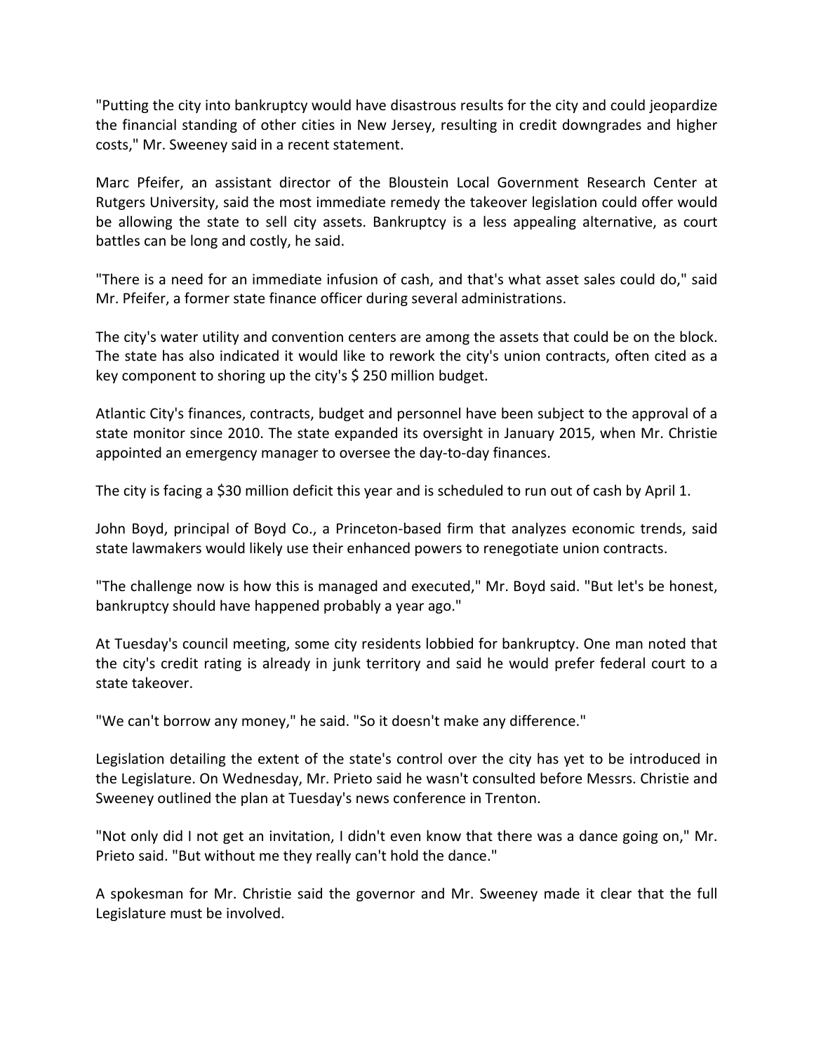"Putting the city into bankruptcy would have disastrous results for the city and could jeopardize the financial standing of other cities in New Jersey, resulting in credit downgrades and higher costs," Mr. Sweeney said in a recent statement.

Marc Pfeifer, an assistant director of the Bloustein Local Government Research Center at Rutgers University, said the most immediate remedy the takeover legislation could offer would be allowing the state to sell city assets. Bankruptcy is a less appealing alternative, as court battles can be long and costly, he said.

"There is a need for an immediate infusion of cash, and that's what asset sales could do," said Mr. Pfeifer, a former state finance officer during several administrations.

The city's water utility and convention centers are among the assets that could be on the block. The state has also indicated it would like to rework the city's union contracts, often cited as a key component to shoring up the city's $ 250 million budget.

Atlantic City's finances, contracts, budget and personnel have been subject to the approval of a state monitor since 2010. The state expanded its oversight in January 2015, when Mr. Christie appointed an emergency manager to oversee the day-to-day finances.

The city is facing a $30 million deficit this year and is scheduled to run out of cash by April 1.

John Boyd, principal of Boyd Co., a Princeton-based firm that analyzes economic trends, said state lawmakers would likely use their enhanced powers to renegotiate union contracts.

"The challenge now is how this is managed and executed," Mr. Boyd said. "But let's be honest, bankruptcy should have happened probably a year ago."

At Tuesday's council meeting, some city residents lobbied for bankruptcy. One man noted that the city's credit rating is already in junk territory and said he would prefer federal court to a state takeover.

"We can't borrow any money," he said. "So it doesn't make any difference."

Legislation detailing the extent of the state's control over the city has yet to be introduced in the Legislature. On Wednesday, Mr. Prieto said he wasn't consulted before Messrs. Christie and Sweeney outlined the plan at Tuesday's news conference in Trenton.

"Not only did I not get an invitation, I didn't even know that there was a dance going on," Mr. Prieto said. "But without me they really can't hold the dance."

A spokesman for Mr. Christie said the governor and Mr. Sweeney made it clear that the full Legislature must be involved.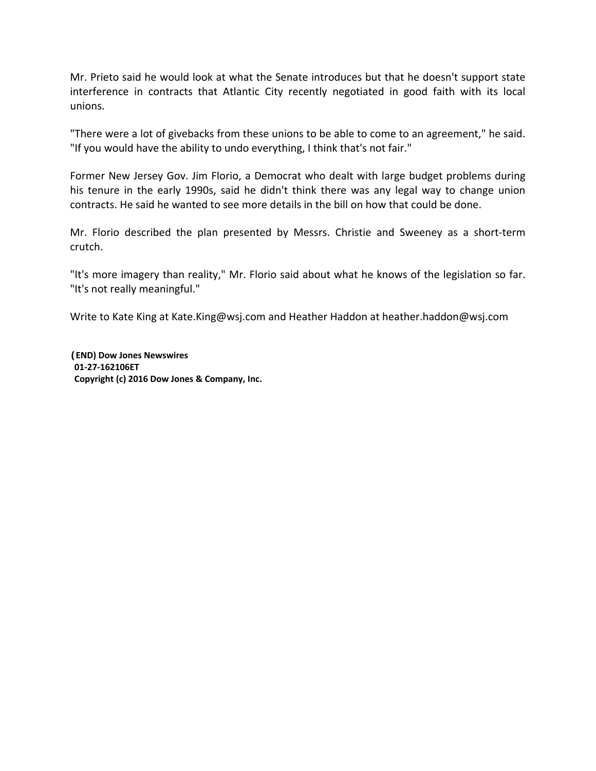Mr. Prieto said he would look at what the Senate introduces but that he doesn't support state interference in contracts that Atlantic City recently negotiated in good faith with its local unions.

"There were a lot of givebacks from these unions to be able to come to an agreement," he said. "If you would have the ability to undo everything, I think that's not fair."

Former New Jersey Gov. Jim Florio, a Democrat who dealt with large budget problems during his tenure in the early 1990s, said he didn't think there was any legal way to change union contracts. He said he wanted to see more details in the bill on how that could be done.

Mr. Florio described the plan presented by Messrs. Christie and Sweeney as a short-term crutch.

"It's more imagery than reality," Mr. Florio said about what he knows of the legislation so far. "It's not really meaningful."

Write to Kate King at Kate.King@wsj.com and Heather Haddon at heather.haddon@wsj.com

**(END) Dow Jones Newswires**
**01-27-162106ET**
**Copyright (c) 2016 Dow Jones & Company, Inc.**